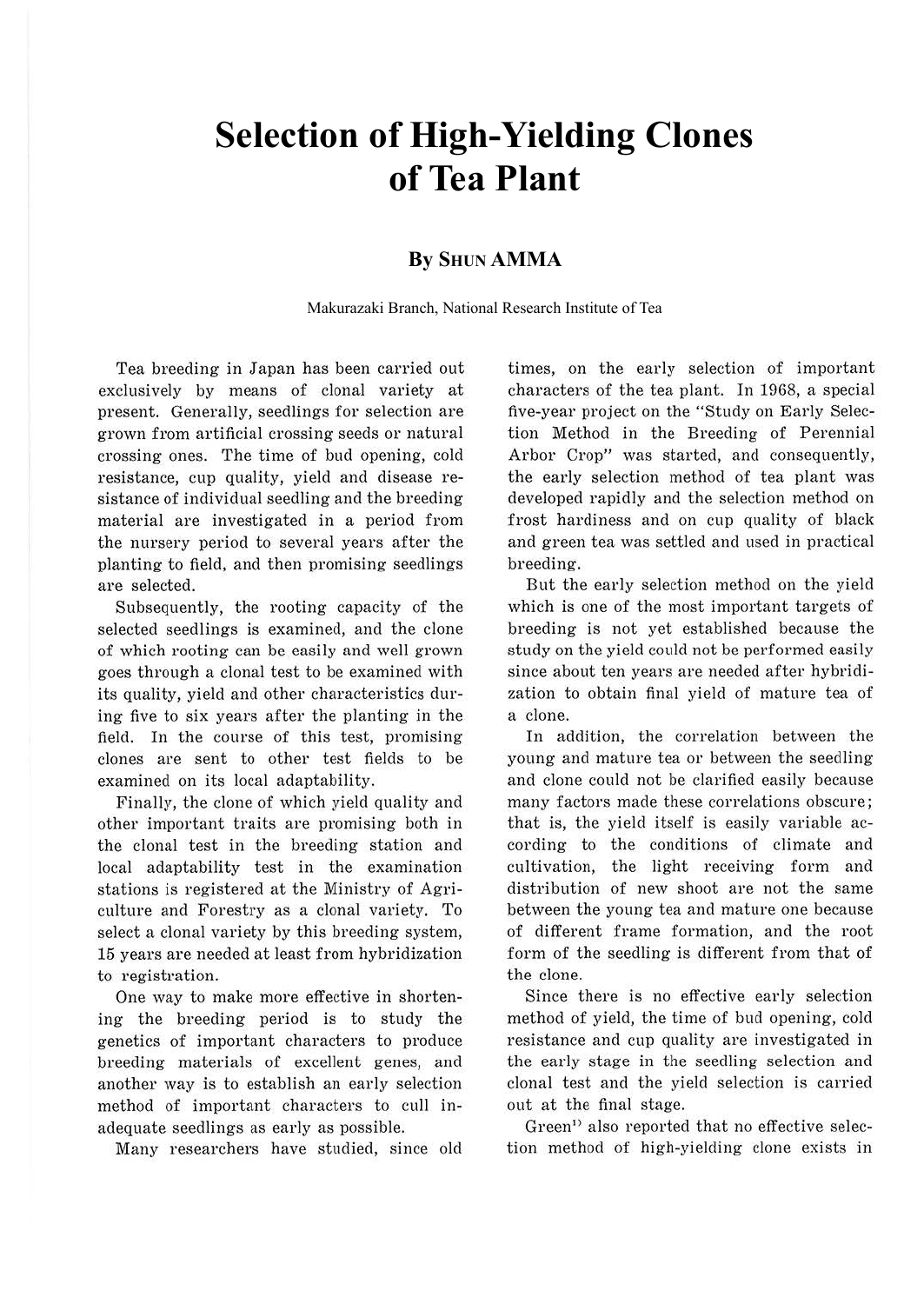# Selection of High-Yielding Clones of Tea Plant

### By Shun AMMA

Makurazaki Branch, National Research Institute of Tea

Tea breeding in Japan has been carried out exclusively by means of clonal variety at present. Generally, seedlings for selection are grown from artificial crossing seeds or natural crossing ones. The time of bud opening, cold resistance, cup quality, yield and disease resistance of individual seedling and the breeding material are investigated in a period from the nursery period to several years after the planting to field, and then promising seedlings are selected.

Subsequently, the rooting capacity of the selected seedlings is examined, and the clone of which rooting can be easily and well grown goes through a clonal test to be examined with its quality, yield and other characteristics during five to six years after the planting in the field. In the course of this test, promising clones are sent to other test fields to be examined on its local adaptability.

Finally, the clone of which yield quality and other important traits are promising both in the clonal test in the breeding station and local adaptability test in the examination stations is registered at the Ministry of Agriculture and Forestry as a clonal variety. To select a clonal variety by this breeding system, 15 years are needed at least from hybridization to registration.

One way to make more effective in shortening the breeding period is to study the genetics of important characters to produce breeding materials of excellent genes, and another way is to establish an early selection method of important characters to cull inadequate seedlings as early as possible.

Many researchers have studied, since old times, on the early selection of important characters of the tea plant. In 1968, a special five-year project on the "Study on Early Selection Method in the Breeding of Perennial Arbor Crop" was started, and consequently, the early selection method of tea plant was developed rapidly and the selection method on frost hardiness and on cup quality of black and green tea was settled and used in practical breeding.

But the early selection method on the yield which is one of the most important targets of breeding is not yet established because the study on the yield could not be performed easily since about ten years are needed after hybridization to obtain final yield of mature tea of a clone.

In addition, the correlation between the young and mature tea or between the seedling and clone could not be clarified easily because many factors made these correlations obscure; that is, the yield itself is easily variable according to the conditions of climate and cultivation, the light receiving form and distribution of new shoot are not the same between the young tea and mature one because of different frame formation, and the root form of the seedling is different from that of the clone.

Since there is no effective early selection method of yield, the time of bud opening, cold resistance and cup quality are investigated in the early stage in the seedling selection and clonal test and the yield selection is carried out at the final stage.

Green[1] also reported that no effective selection method of high-yielding clone exists in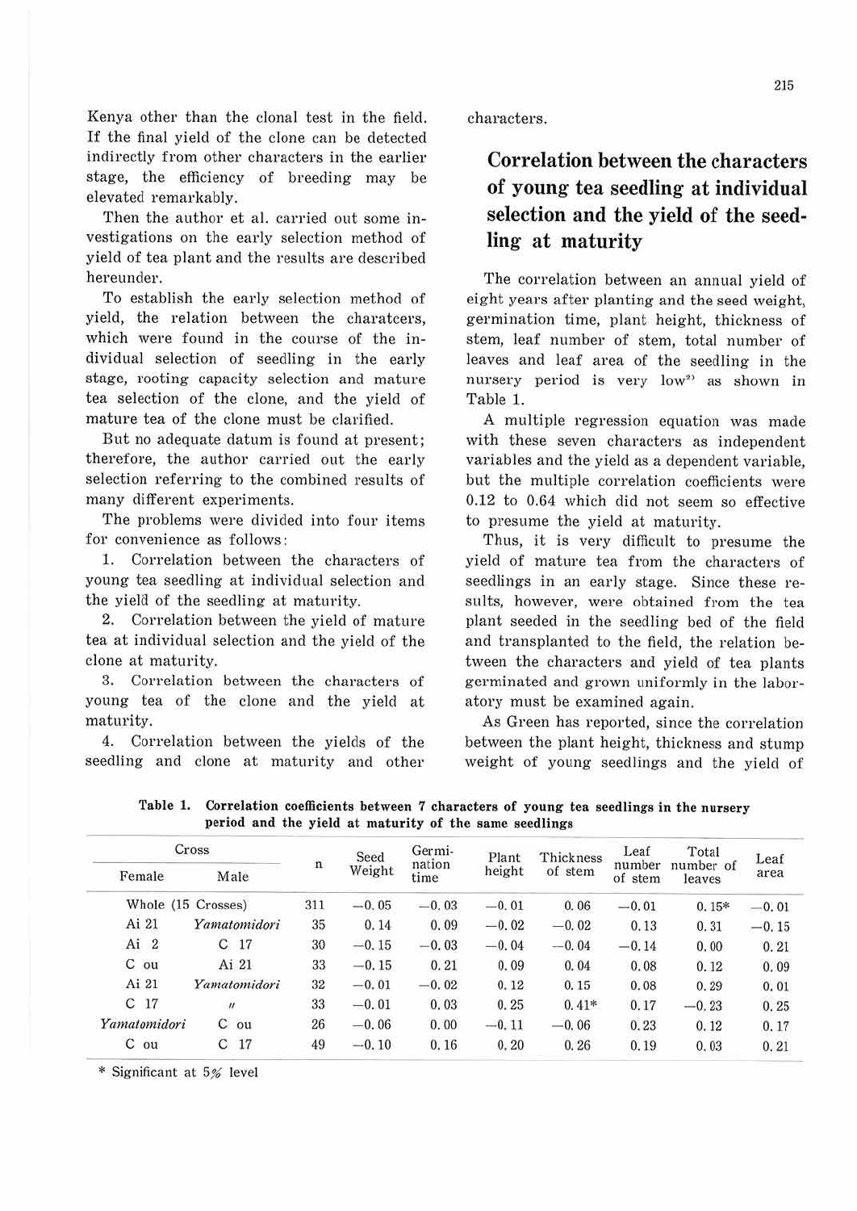Kenya other than the clonal test in the field. If the final yield of the clone can be detected indirectly from other characters in the earlier stage, the efficiency of breeding may be elevated remarkably.

Then the author et al. carried out some investigations on the early selection method of yield of tea plant and the results are described hereunder.

To establish the early selection method of yield, the relation between the charatcers, which were found in the course of the individual selection of seedling in the early stage, rooting capacity selection and mature tea selection of the clone, and the yield of mature tea of the clone must be clarified.

But no adequate datum is found at present; therefore, the author carried out the early selection referring to the combined results of many different experiments.

The problems were divided into four items for convenience as follows:

1. Correlation between the characters of young tea seedling at individual selection and the yield of the seedling at maturity.
2. Correlation between the yield of mature tea at individual selection and the yield of the clone at maturity.
3. Correlation between the characters of young tea of the clone and the yield at maturity.
4. Correlation between the yields of the seedling and clone at maturity and other characters.

## Correlation between the characters of young tea seedling at individual selection and the yield of the seedling at maturity

The correlation between an annual yield of eight years after planting and the seed weight, germination time, plant height, thickness of stem, leaf number of stem, total number of leaves and leaf area of the seedling in the nursery period is very low[2] as shown in Table 1.

A multiple regression equation was made with these seven characters as independent variables and the yield as a dependent variable, but the multiple correlation coefficients were 0.12 to 0.64 which did not seem so effective to presume the yield at maturity.

Thus, it is very difficult to presume the yield of mature tea from the characters of seedlings in an early stage. Since these results, however, were obtained from the tea plant seeded in the seedling bed of the field and transplanted to the field, the relation between the characters and yield of tea plants germinated and grown uniformly in the laboratory must be examined again.

As Green has reported, since the correlation between the plant height, thickness and stump weight of young seedlings and the yield of

**Table 1. Correlation coefficients between 7 characters of young tea seedlings in the nursery period and the yield at maturity of the same seedlings**

| Cross | | n | Seed Weight | Germination time | Plant height | Thickness of stem | Leaf number of stem | Total number of leaves | Leaf area |
|---|---|---|---|---|---|---|---|---|---|
| Female | Male | | | | | | | | |
| Whole (15 Crosses) | | 311 | −0.05 | −0.03 | −0.01 | 0.06 | −0.01 | 0.15* | −0.01 |
| Ai 21 | *Yamatomidori* | 35 | 0.14 | 0.09 | −0.02 | −0.02 | 0.13 | 0.31 | −0.15 |
| Ai 2 | C 17 | 30 | −0.15 | −0.03 | −0.04 | −0.04 | −0.14 | 0.00 | 0.21 |
| C ou | Ai 21 | 33 | −0.15 | 0.21 | 0.09 | 0.04 | 0.08 | 0.12 | 0.09 |
| Ai 21 | *Yamatomidori* | 32 | −0.01 | −0.02 | 0.12 | 0.15 | 0.08 | 0.29 | 0.01 |
| C 17 | 〃 | 33 | −0.01 | 0.03 | 0.25 | 0.41* | 0.17 | −0.23 | 0.25 |
| *Yamatomidori* | C ou | 26 | −0.06 | 0.00 | −0.11 | −0.06 | 0.23 | 0.12 | 0.17 |
| C ou | C 17 | 49 | −0.10 | 0.16 | 0.20 | 0.26 | 0.19 | 0.03 | 0.21 |

\* Significant at 5% level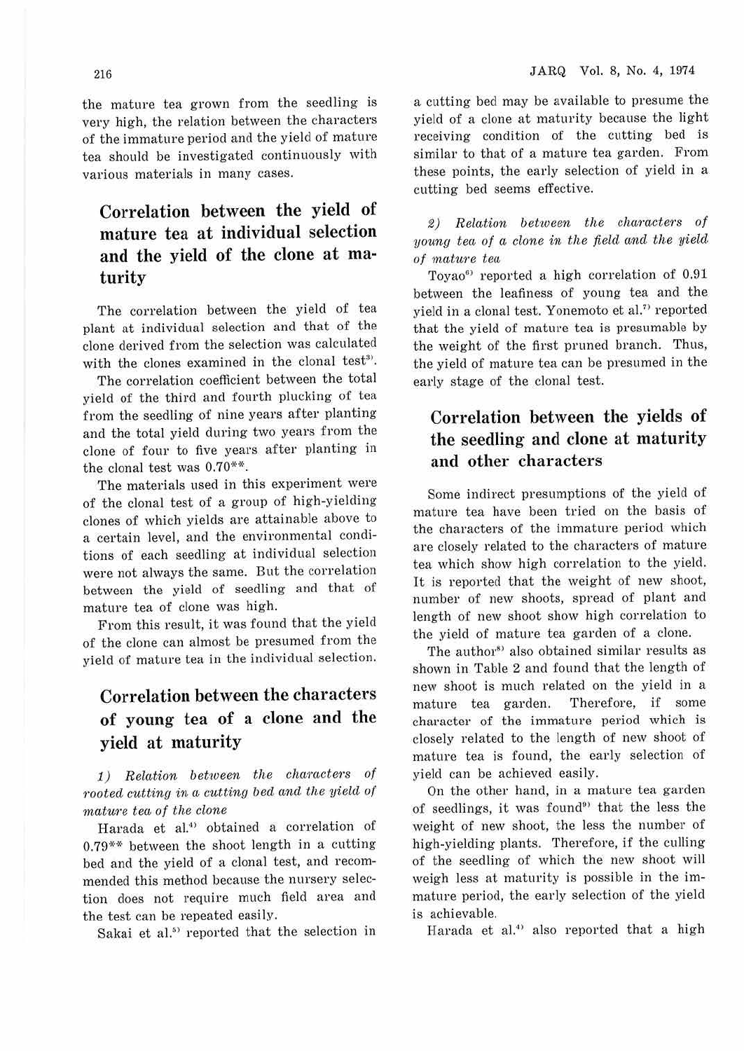the mature tea grown from the seedling is very high, the relation between the characters of the immature period and the yield of mature tea should be investigated continuously with various materials in many cases.

## Correlation between the yield of mature tea at individual selection and the yield of the clone at maturity

The correlation between the yield of tea plant at individual selection and that of the clone derived from the selection was calculated with the clones examined in the clonal test[3].

The correlation coefficient between the total yield of the third and fourth plucking of tea from the seedling of nine years after planting and the total yield during two years from the clone of four to five years after planting in the clonal test was 0.70**.

The materials used in this experiment were of the clonal test of a group of high-yielding clones of which yields are attainable above to a certain level, and the environmental conditions of each seedling at individual selection were not always the same. But the correlation between the yield of seedling and that of mature tea of clone was high.

From this result, it was found that the yield of the clone can almost be presumed from the yield of mature tea in the individual selection.

## Correlation between the characters of young tea of a clone and the yield at maturity

*1) Relation between the characters of rooted cutting in a cutting bed and the yield of mature tea of the clone*

Harada et al.[4] obtained a correlation of 0.79** between the shoot length in a cutting bed and the yield of a clonal test, and recommended this method because the nursery selection does not require much field area and the test can be repeated easily.

Sakai et al.[5] reported that the selection in a cutting bed may be available to presume the yield of a clone at maturity because the light receiving condition of the cutting bed is similar to that of a mature tea garden. From these points, the early selection of yield in a cutting bed seems effective.

*2) Relation between the characters of young tea of a clone in the field and the yield of mature tea*

Toyao[6] reported a high correlation of 0.91 between the leafiness of young tea and the yield in a clonal test. Yonemoto et al.[7] reported that the yield of mature tea is presumable by the weight of the first pruned branch. Thus, the yield of mature tea can be presumed in the early stage of the clonal test.

## Correlation between the yields of the seedling and clone at maturity and other characters

Some indirect presumptions of the yield of mature tea have been tried on the basis of the characters of the immature period which are closely related to the characters of mature tea which show high correlation to the yield. It is reported that the weight of new shoot, number of new shoots, spread of plant and length of new shoot show high correlation to the yield of mature tea garden of a clone.

The author[8] also obtained similar results as shown in Table 2 and found that the length of new shoot is much related on the yield in a mature tea garden. Therefore, if some character of the immature period which is closely related to the length of new shoot of mature tea is found, the early selection of yield can be achieved easily.

On the other hand, in a mature tea garden of seedlings, it was found[9] that the less the weight of new shoot, the less the number of high-yielding plants. Therefore, if the culling of the seedling of which the new shoot will weigh less at maturity is possible in the immature period, the early selection of the yield is achievable.

Harada et al.[4] also reported that a high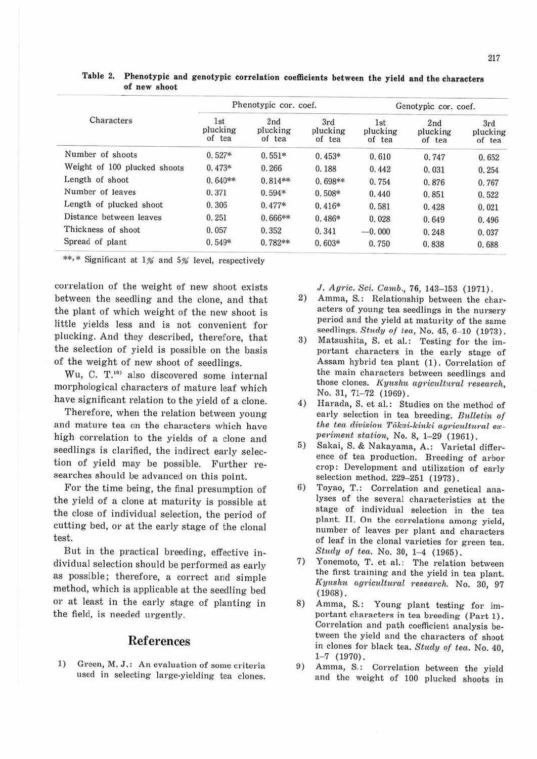Table 2. Phenotypic and genotypic correlation coefficients between the yield and the characters of new shoot

| Characters | Phenotypic cor. coef. | | | Genotypic cor. coef. | | |
|---|---|---|---|---|---|---|
| | 1st plucking of tea | 2nd plucking of tea | 3rd plucking of tea | 1st plucking of tea | 2nd plucking of tea | 3rd plucking of tea |
| Number of shoots | 0.527* | 0.551* | 0.453* | 0.610 | 0.747 | 0.652 |
| Weight of 100 plucked shoots | 0.473* | 0.266 | 0.188 | 0.442 | 0.031 | 0.254 |
| Length of shoot | 0.640** | 0.814** | 0.698** | 0.754 | 0.876 | 0.767 |
| Number of leaves | 0.371 | 0.594* | 0.508* | 0.440 | 0.851 | 0.522 |
| Length of plucked shoot | 0.306 | 0.477* | 0.416* | 0.581 | 0.428 | 0.021 |
| Distance between leaves | 0.251 | 0.666** | 0.486* | 0.028 | 0.649 | 0.496 |
| Thickness of shoot | 0.057 | 0.352 | 0.341 | −0.000 | 0.248 | 0.037 |
| Spread of plant | 0.549* | 0.782** | 0.603* | 0.750 | 0.838 | 0.688 |

**, * Significant at 1% and 5% level, respectively

correlation of the weight of new shoot exists between the seedling and the clone, and that the plant of which weight of the new shoot is little yields less and is not convenient for plucking. And they described, therefore, that the selection of yield is possible on the basis of the weight of new shoot of seedlings.

Wu, C. T.[10] also discovered some internal morphological characters of mature leaf which have significant relation to the yield of a clone.

Therefore, when the relation between young and mature tea on the characters which have high correlation to the yields of a clone and seedlings is clarified, the indirect early selection of yield may be possible. Further researches should be advanced on this point.

For the time being, the final presumption of the yield of a clone at maturity is possible at the close of individual selection, the period of cutting bed, or at the early stage of the clonal test.

But in the practical breeding, effective individual selection should be performed as early as possible; therefore, a correct and simple method, which is applicable at the seedling bed or at least in the early stage of planting in the field, is needed urgently.

## References

1) Green, M. J.: An evaluation of some criteria used in selecting large-yielding tea clones. *J. Agric. Sci. Camb.*, 76, 143–153 (1971).
2) Amma, S.: Relationship between the characters of young tea seedlings in the nursery period and the yield at maturity of the same seedlings. *Study of tea*, No. 45, 6–10 (1973).
3) Matsushita, S. et al.: Testing for the important characters in the early stage of Assam hybrid tea plant (1). Correlation of the main characters between seedlings and those clones. *Kyushu agricultural research*, No. 31, 71–72 (1969).
4) Harada, S. et al.: Studies on the method of early selection in tea breeding. *Bulletin of the tea division Tōkai-kinki agricultural experiment station*, No. 8, 1–29 (1961).
5) Sakai, S. & Nakayama, A.: Varietal difference of tea production. Breeding of arbor crop: Development and utilization of early selection method. 229–251 (1973).
6) Toyao, T.: Correlation and genetical analyses of the several characteristics at the stage of individual selection in the tea plant. II. On the correlations among yield, number of leaves per plant and characters of leaf in the clonal varieties for green tea. *Study of tea*. No. 30, 1–4 (1965).
7) Yonemoto, T. et al.: The relation between the first training and the yield in tea plant. *Kyushu agricultural research*. No. 30, 97 (1968).
8) Amma, S.: Young plant testing for important characters in tea breeding (Part 1). Correlation and path coefficient analysis between the yield and the characters of shoot in clones for black tea. *Study of tea*. No. 40, 1–7 (1970).
9) Amma, S.: Correlation between the yield and the weight of 100 plucked shoots in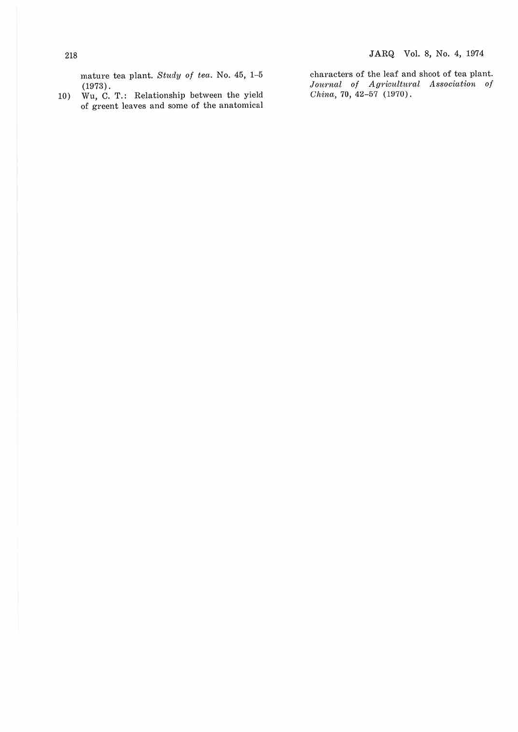mature tea plant. *Study of tea*. No. 45, 1–5 (1973).

10) Wu, C. T.: Relationship between the yield of greent leaves and some of the anatomical characters of the leaf and shoot of tea plant. *Journal of Agricultural Association of China*, 70, 42–57 (1970).